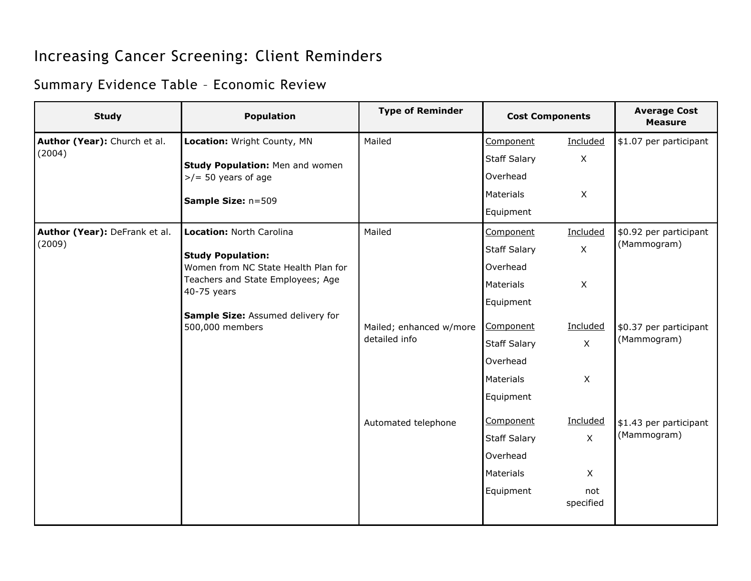# Increasing Cancer Screening: Client Reminders

## Summary Evidence Table – Economic Review

| Study | Population | Type of Reminder | Cost Components | Average Cost Measure |
|---|---|---|---|---|
| **Author (Year):** Church et al. (2004) | **Location:** Wright County, MN<br><br>**Study Population:** Men and women >/= 50 years of age<br><br>**Sample Size:** n=509 | Mailed | Component / Included<br>Staff Salary: X<br>Overhead:<br>Materials: X<br>Equipment: | $1.07 per participant |
| **Author (Year):** DeFrank et al. (2009) | **Location:** North Carolina<br><br>**Study Population:** Women from NC State Health Plan for Teachers and State Employees; Age 40-75 years<br><br>**Sample Size:** Assumed delivery for 500,000 members | Mailed | Component / Included<br>Staff Salary: X<br>Overhead:<br>Materials: X<br>Equipment: | $0.92 per participant (Mammogram) |
| | | Mailed; enhanced w/more detailed info | Component / Included<br>Staff Salary: X<br>Overhead:<br>Materials: X<br>Equipment: | $0.37 per participant (Mammogram) |
| | | Automated telephone | Component / Included<br>Staff Salary: X<br>Overhead:<br>Materials: X<br>Equipment: not specified | $1.43 per participant (Mammogram) |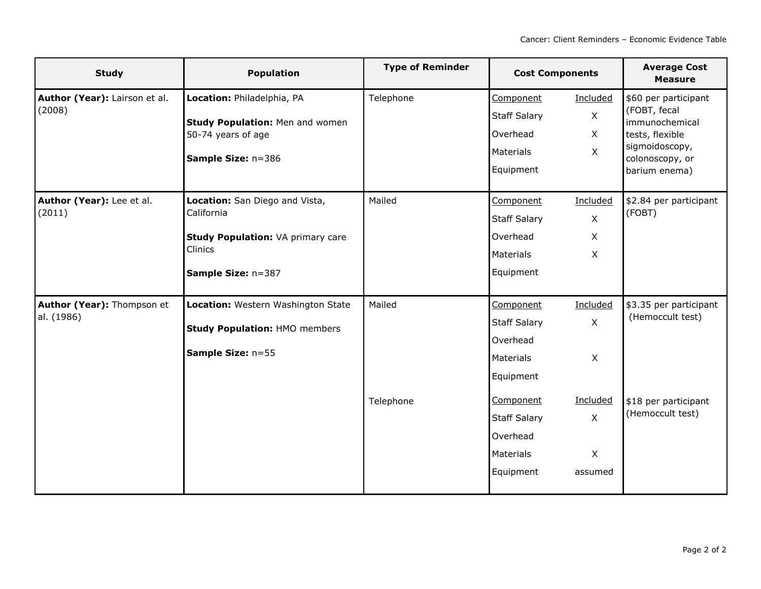| Study | Population | Type of Reminder | Cost Components | Average Cost Measure |
|---|---|---|---|---|
| **Author (Year):** Lairson et al. (2008) | **Location:** Philadelphia, PA<br><br>**Study Population:** Men and women 50-74 years of age<br><br>**Sample Size:** n=386 | Telephone | Component — Included<br>Staff Salary — X<br>Overhead — X<br>Materials — X<br>Equipment | $60 per participant (FOBT, fecal immunochemical tests, flexible sigmoidoscopy, colonoscopy, or barium enema) |
| **Author (Year):** Lee et al. (2011) | **Location:** San Diego and Vista, California<br><br>**Study Population:** VA primary care Clinics<br><br>**Sample Size:** n=387 | Mailed | Component — Included<br>Staff Salary — X<br>Overhead — X<br>Materials — X<br>Equipment | $2.84 per participant (FOBT) |
| **Author (Year):** Thompson et al. (1986) | **Location:** Western Washington State<br><br>**Study Population:** HMO members<br><br>**Sample Size:** n=55 | Mailed | Component — Included<br>Staff Salary — X<br>Overhead<br>Materials — X<br>Equipment | $3.35 per participant (Hemoccult test) |
| | | Telephone | Component — Included<br>Staff Salary — X<br>Overhead<br>Materials — X<br>Equipment — assumed | $18 per participant (Hemoccult test) |